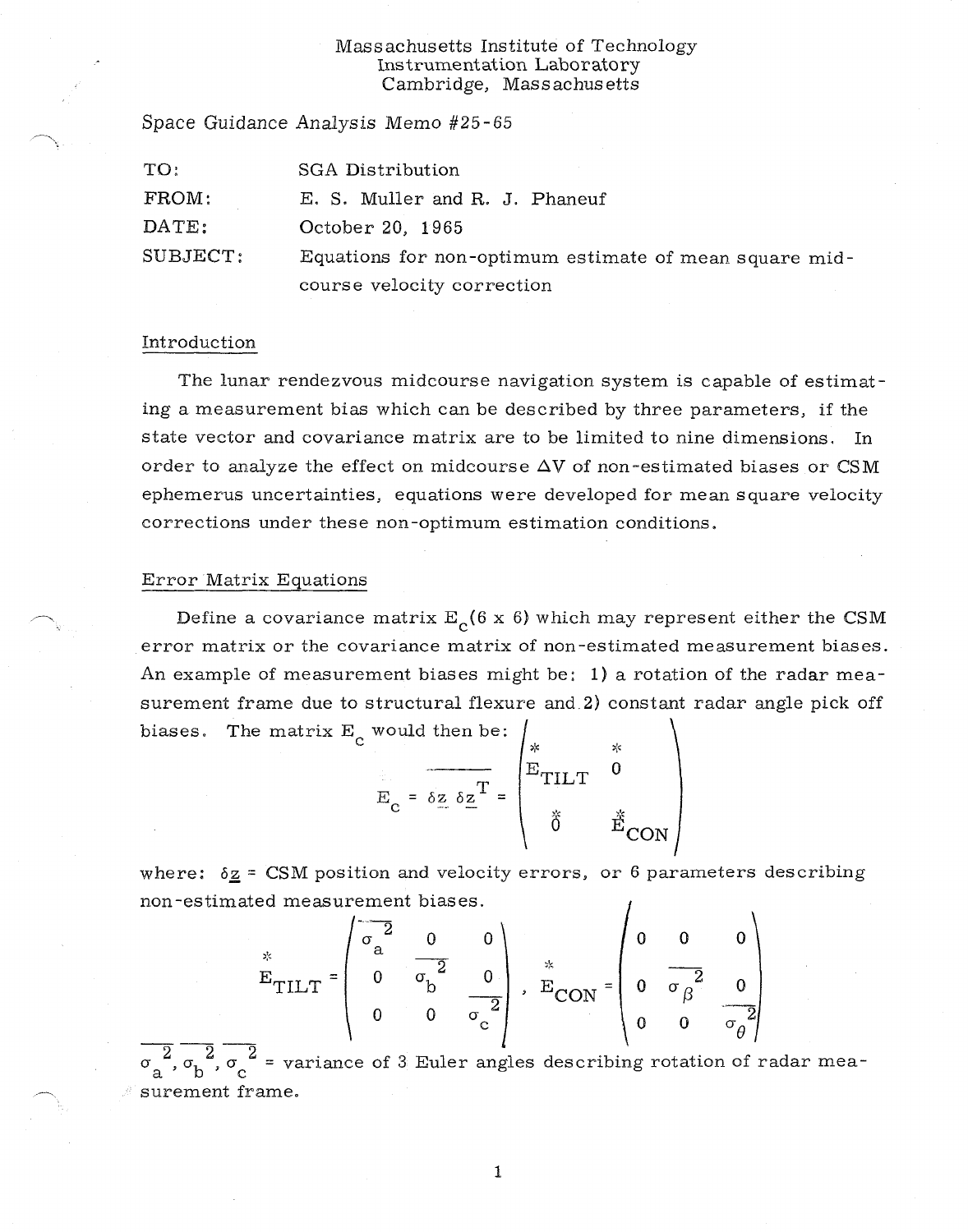Massachusetts Institute of Technology
Instrumentation Laboratory
Cambridge, Massachusetts

Space Guidance Analysis Memo #25-65

| | |
|---|---|
| TO: | SGA Distribution |
| FROM: | E. S. Muller and R. J. Phaneuf |
| DATE: | October 20, 1965 |
| SUBJECT: | Equations for non-optimum estimate of mean square mid-course velocity correction |

## Introduction

The lunar rendezvous midcourse navigation system is capable of estimating a measurement bias which can be described by three parameters, if the state vector and covariance matrix are to be limited to nine dimensions. In order to analyze the effect on midcourse $\Delta V$ of non-estimated biases or CSM ephemerus uncertainties, equations were developed for mean square velocity corrections under these non-optimum estimation conditions.

## Error Matrix Equations

Define a covariance matrix $E_c$(6 x 6) which may represent either the CSM error matrix or the covariance matrix of non-estimated measurement biases. An example of measurement biases might be: 1) a rotation of the radar measurement frame due to structural flexure and 2) constant radar angle pick off biases. The matrix $E_c$ would then be:

$$E_c = \overline{\delta \underline{z} \; \delta \underline{z}^T} = \begin{pmatrix} \overset{*}{E}_{TILT} & \overset{*}{0} \\ \overset{*}{0} & \overset{*}{E}_{CON} \end{pmatrix}$$

where: $\delta \underline{z}$ = CSM position and velocity errors, or 6 parameters describing non-estimated measurement biases.

$$\overset{*}{E}_{TILT} = \begin{pmatrix} \overline{\sigma_a^2} & 0 & 0 \\ 0 & \overline{\sigma_b^2} & 0 \\ 0 & 0 & \overline{\sigma_c^2} \end{pmatrix}, \quad \overset{*}{E}_{CON} = \begin{pmatrix} 0 & 0 & 0 \\ 0 & \overline{\sigma_\beta^2} & 0 \\ 0 & 0 & \overline{\sigma_\theta^2} \end{pmatrix}$$

$\overline{\sigma_a^2}, \overline{\sigma_b^2}, \overline{\sigma_c^2}$ = variance of 3 Euler angles describing rotation of radar measurement frame.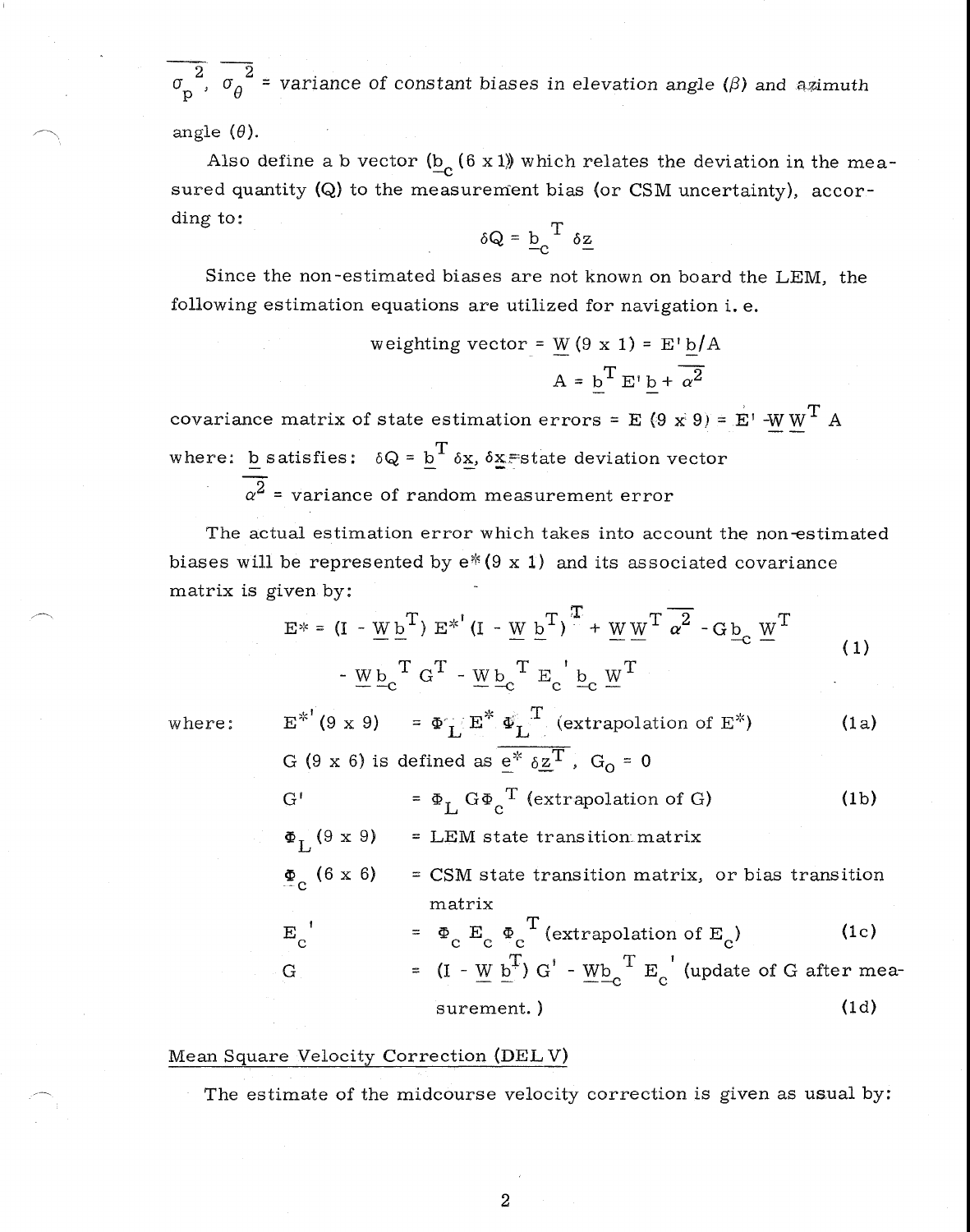$\overline{\sigma_p^2}$, $\overline{\sigma_\theta^2}$ = variance of constant biases in elevation angle ($\beta$) and azimuth angle ($\theta$).

Also define a b vector ($\underline{b}_c$ (6 x 1)) which relates the deviation in the measured quantity (Q) to the measurement bias (or CSM uncertainty), according to:

$$\delta Q = \underline{b}_c^T \, \delta \underline{z}$$

Since the non-estimated biases are not known on board the LEM, the following estimation equations are utilized for navigation i. e.

$$\text{weighting vector} = \underline{W} \text{ (9 x 1)} = E' \underline{b}/A$$

$$A = \underline{b}^T E' \underline{b} + \overline{\alpha^2}$$

covariance matrix of state estimation errors = E (9 x 9) = $E' - \underline{W}\,\underline{W}^T A$

where: $\underline{b}$ satisfies: $\delta Q = \underline{b}^T \delta \underline{x}$, $\delta \underline{x}$ = state deviation vector

$\overline{\alpha^2}$ = variance of random measurement error

The actual estimation error which takes into account the non-estimated biases will be represented by $e^*$ (9 x 1) and its associated covariance matrix is given by:

$$E^* = (I - \underline{W}\,\underline{b}^T)\, E^{*\prime} (I - \underline{W}\,\underline{b}^T)^T + \underline{W}\,\underline{W}^T \overline{\alpha^2} - G \underline{b}_c \underline{W}^T - \underline{W}\,\underline{b}_c^T G^T - \underline{W}\,\underline{b}_c^T E_c' \underline{b}_c \underline{W}^T \qquad (1)$$

where:

$E^{*\prime}$ (9 x 9) $= \Phi_L E^* \Phi_L^T$ (extrapolation of $E^*$) (1a)

G (9 x 6) is defined as $\overline{e^* \delta \underline{z}^T}$, $G_0 = 0$

$G'$ $= \Phi_L G \Phi_c^T$ (extrapolation of G) (1b)

$\Phi_L$ (9 x 9) = LEM state transition matrix

$\Phi_c$ (6 x 6) = CSM state transition matrix, or bias transition matrix

$E_c'$ $= \Phi_c E_c \Phi_c^T$ (extrapolation of $E_c$) (1c)

G $= (I - \underline{W}\,\underline{b}^T)\, G' - \underline{W}\,\underline{b}_c^T E_c'$ (update of G after measurement.) (1d)

Mean Square Velocity Correction (DEL V)

The estimate of the midcourse velocity correction is given as usual by: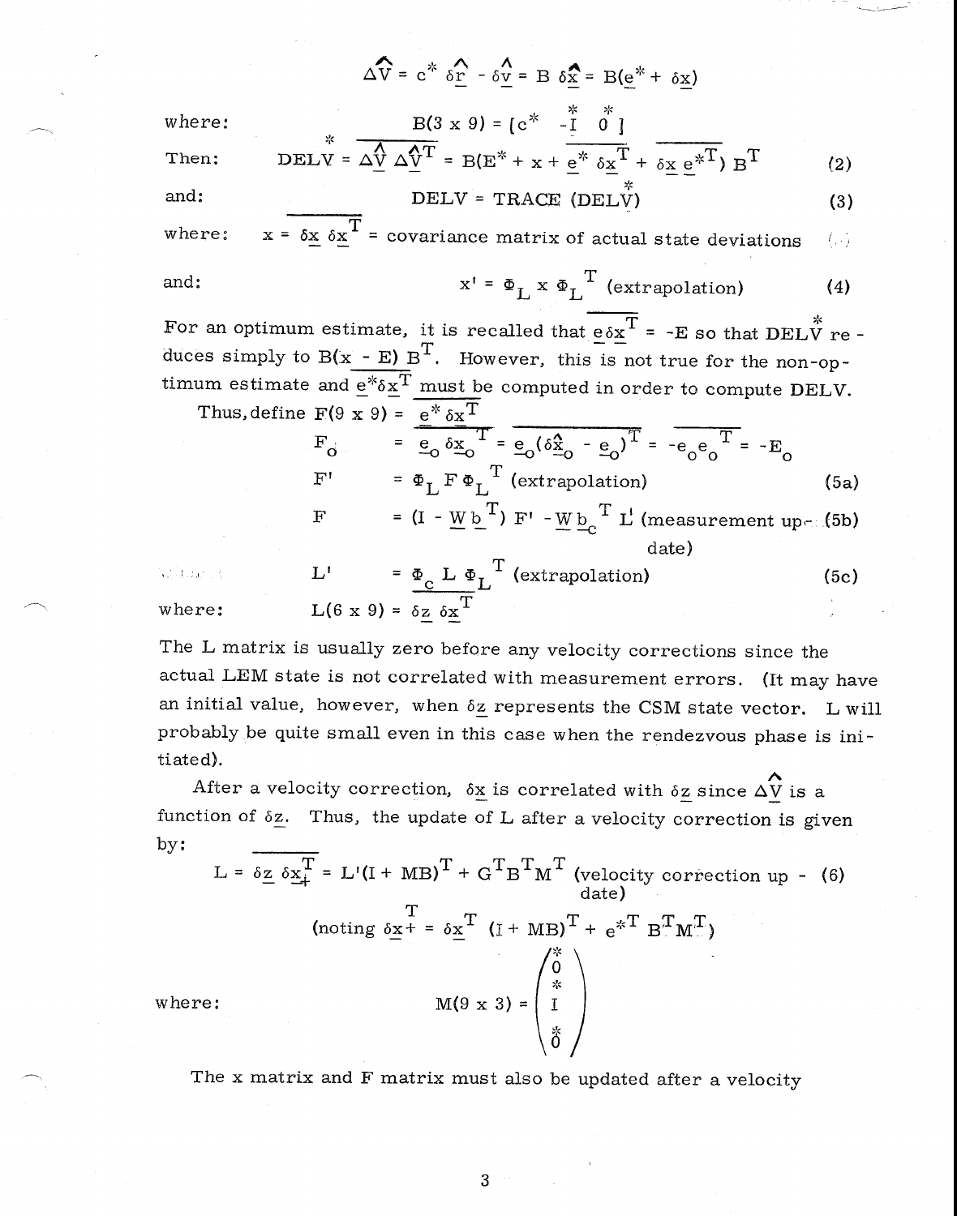$$\Delta\hat{V} = c^* \, \delta\hat{\underline{r}} - \delta\hat{\underline{v}} = B \, \delta\hat{\underline{x}} = B(\underline{e}^* + \delta\underline{x})$$

where:

$$B(3 \times 9) = [c^* \quad -\overset{*}{I} \quad \overset{*}{0}]$$

Then:

$$\overset{*}{\text{DELV}} = \overline{\Delta\hat{V} \, \Delta\hat{V}^T} = B(E^* + x + \overline{\underline{e}^* \, \delta\underline{x}^T} + \overline{\delta\underline{x} \, \underline{e}^{*T}}) \, B^T \qquad (2)$$

and:

$$\text{DELV} = \text{TRACE } (\overset{*}{\text{DELV}}) \qquad (3)$$

where: $x = \overline{\delta\underline{x} \, \delta\underline{x}^T}$ = covariance matrix of actual state deviations

and:

$$x' = \Phi_L \, x \, \Phi_L^T \text{ (extrapolation)} \qquad (4)$$

For an optimum estimate, it is recalled that $\overline{e \delta \underline{x}^T} = -E$ so that $\overset{*}{\text{DELV}}$ reduces simply to $B(x - E) B^T$. However, this is not true for the non-optimum estimate and $\overline{e^* \delta \underline{x}^T}$ must be computed in order to compute DELV.

Thus, define $F(9 \times 9) = \overline{\underline{e}^* \, \delta\underline{x}^T}$

$$F_o = \overline{\underline{e}_o \, \delta\underline{x}_o^T} = \overline{\underline{e}_o(\delta\hat{\underline{x}}_o - \underline{e}_o)^T} = -\overline{e_o e_o^T} = -E_o$$

$$F' = \Phi_L \, F \, \Phi_L^T \text{ (extrapolation)} \qquad (5a)$$

$$F = (I - \underline{W} \, \underline{b}^T) \, F' - \underline{W} \, \underline{b}_c^T \, L' \text{ (measurement update)} \qquad (5b)$$

$$L' = \Phi_c \, L \, \Phi_L^T \text{ (extrapolation)} \qquad (5c)$$

where: $L(6 \times 9) = \overline{\delta\underline{z} \, \delta\underline{x}^T}$

The L matrix is usually zero before any velocity corrections since the actual LEM state is not correlated with measurement errors. (It may have an initial value, however, when $\delta\underline{z}$ represents the CSM state vector. L will probably be quite small even in this case when the rendezvous phase is initiated).

After a velocity correction, $\delta\underline{x}$ is correlated with $\delta\underline{z}$ since $\Delta\hat{\underline{V}}$ is a function of $\delta\underline{z}$. Thus, the update of L after a velocity correction is given by:

$$L = \overline{\delta\underline{z} \, \delta\underline{x}_+^T} = L'(I + MB)^T + G^T B^T M^T \text{ (velocity correction update)} \qquad (6)$$

$$\text{(noting } \delta\underline{x}_+^T = \delta\underline{x}^T \, (I + MB)^T + e^{*T} \, B^T M^T)$$

where:

$$M(9 \times 3) = \begin{pmatrix} \overset{*}{0} \\ \overset{*}{I} \\ \overset{*}{0} \end{pmatrix}$$

The x matrix and F matrix must also be updated after a velocity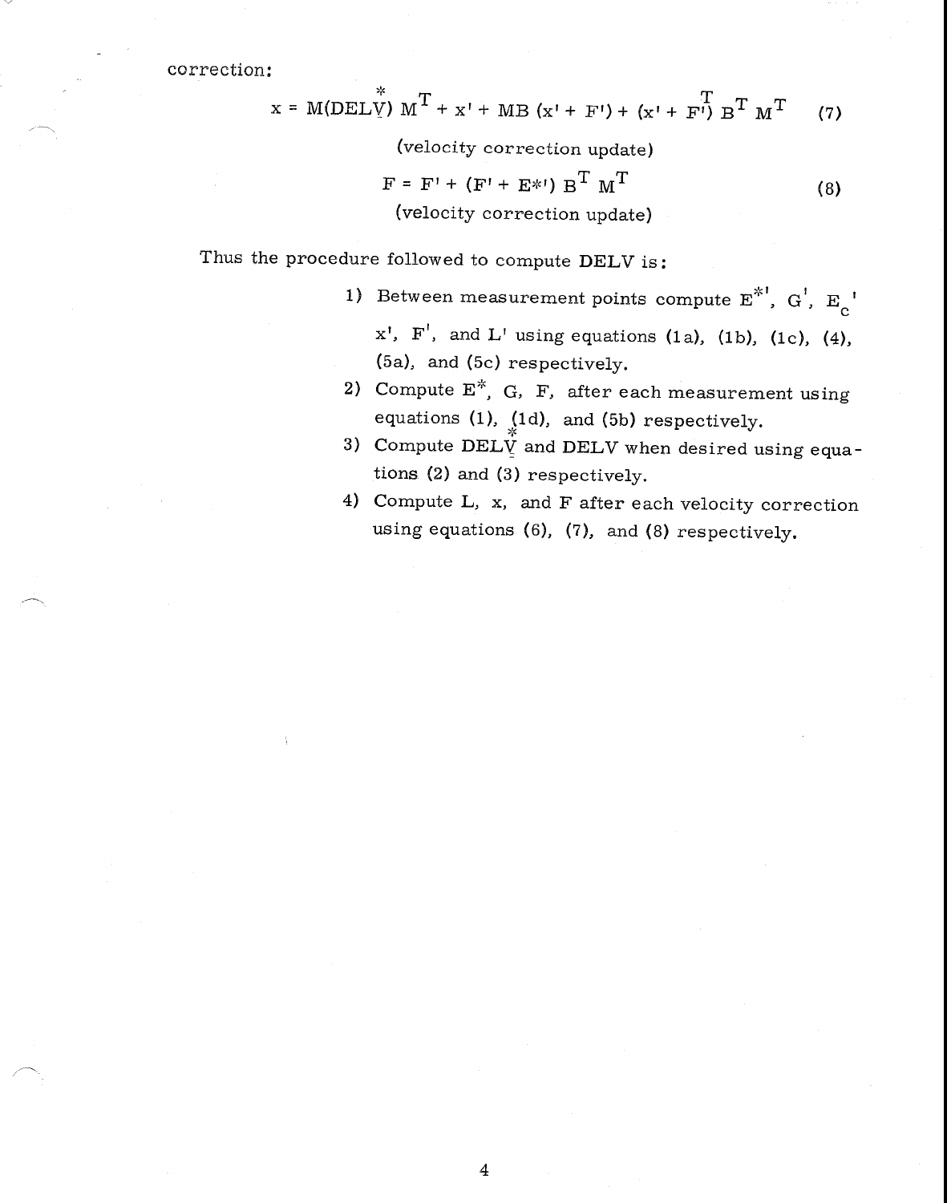correction:

$$x = M(\overset{*}{\underset{-}{DELV}})\, M^T + x' + MB\,(x' + F') + (x' + F')^T B^T M^T \tag{7}$$

(velocity correction update)

$$F = F' + (F' + E^{*\prime})\, B^T M^T \tag{8}$$

(velocity correction update)

Thus the procedure followed to compute DELV is:

1) Between measurement points compute $E^{*\prime}$, $G'$, $E_c'$ $x'$, $F'$, and $L'$ using equations (1a), (1b), (1c), (4), (5a), and (5c) respectively.
2) Compute $E^*$, G, F, after each measurement using equations (1), (1d), and (5b) respectively.
3) Compute $\overset{*}{\underset{-}{DELV}}$ and DELV when desired using equations (2) and (3) respectively.
4) Compute L, x, and F after each velocity correction using equations (6), (7), and (8) respectively.